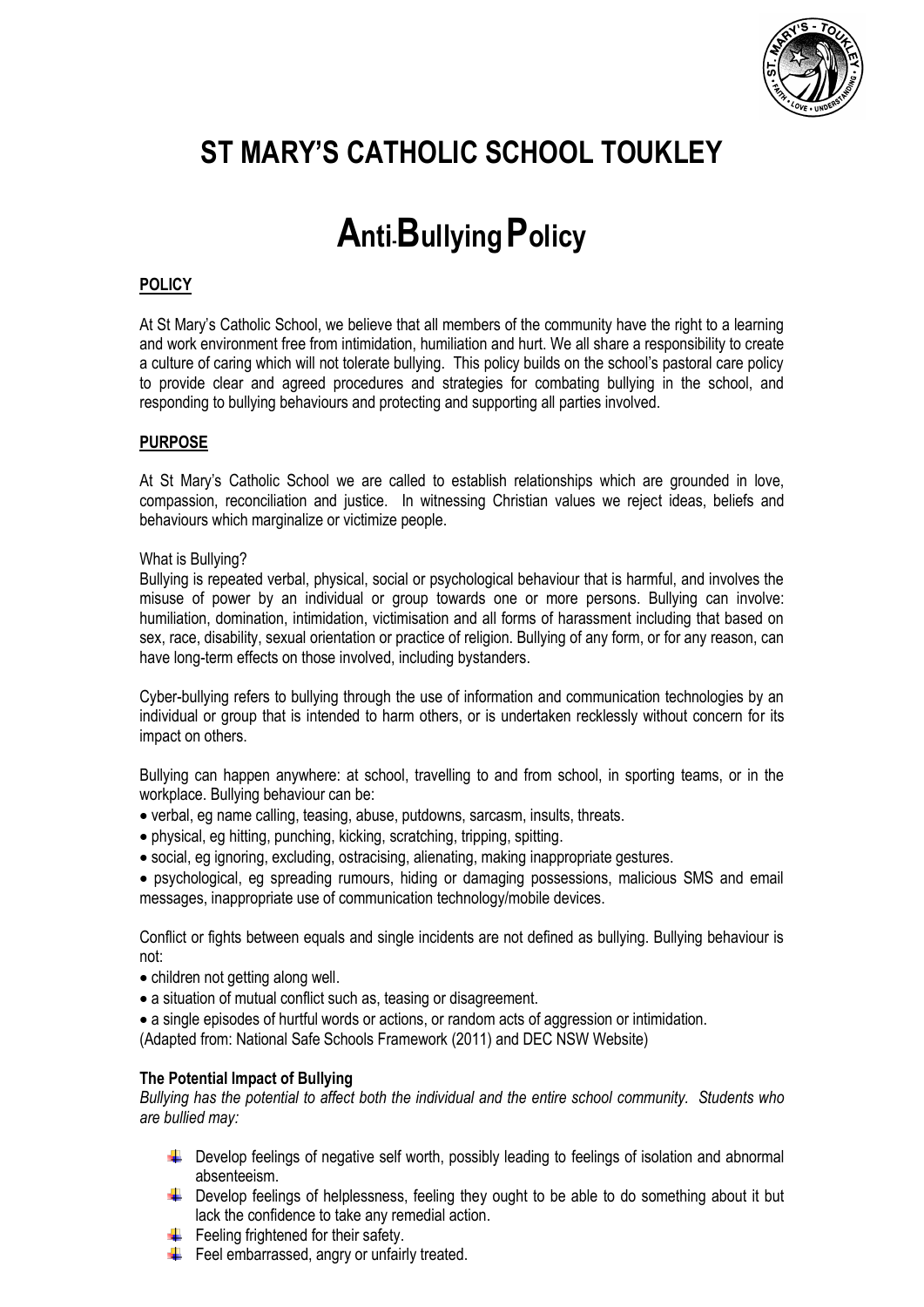# ST MARY'S CATHOLIC SCHOOL TOUKLEY

# Anti-Bullying Policy

## POLICY

At St Mary's Catholic School, we believe that all members of the community have the right to a learning and work environment free from intimidation, humiliation and hurt. We all share a responsibility to create a culture of caring which will not tolerate bullying. This policy builds on the school's pastoral care policy to provide clear and agreed procedures and strategies for combating bullying in the school, and responding to bullying behaviours and protecting and supporting all parties involved.

## PURPOSE

At St Mary's Catholic School we are called to establish relationships which are grounded in love, compassion, reconciliation and justice. In witnessing Christian values we reject ideas, beliefs and behaviours which marginalize or victimize people.

What is Bullying?

Bullying is repeated verbal, physical, social or psychological behaviour that is harmful, and involves the misuse of power by an individual or group towards one or more persons. Bullying can involve: humiliation, domination, intimidation, victimisation and all forms of harassment including that based on sex, race, disability, sexual orientation or practice of religion. Bullying of any form, or for any reason, can have long-term effects on those involved, including bystanders.

Cyber-bullying refers to bullying through the use of information and communication technologies by an individual or group that is intended to harm others, or is undertaken recklessly without concern for its impact on others.

Bullying can happen anywhere: at school, travelling to and from school, in sporting teams, or in the workplace. Bullying behaviour can be:

- verbal, eg name calling, teasing, abuse, putdowns, sarcasm, insults, threats.
- physical, eg hitting, punching, kicking, scratching, tripping, spitting.
- social, eg ignoring, excluding, ostracising, alienating, making inappropriate gestures.
- psychological, eg spreading rumours, hiding or damaging possessions, malicious SMS and email messages, inappropriate use of communication technology/mobile devices.

Conflict or fights between equals and single incidents are not defined as bullying. Bullying behaviour is not:

- children not getting along well.
- a situation of mutual conflict such as, teasing or disagreement.
- a single episodes of hurtful words or actions, or random acts of aggression or intimidation.

(Adapted from: National Safe Schools Framework (2011) and DEC NSW Website)

### The Potential Impact of Bullying

*Bullying has the potential to affect both the individual and the entire school community. Students who are bullied may:*

- Develop feelings of negative self worth, possibly leading to feelings of isolation and abnormal absenteeism.
- Develop feelings of helplessness, feeling they ought to be able to do something about it but lack the confidence to take any remedial action.
- Feeling frightened for their safety.
- Feel embarrassed, angry or unfairly treated.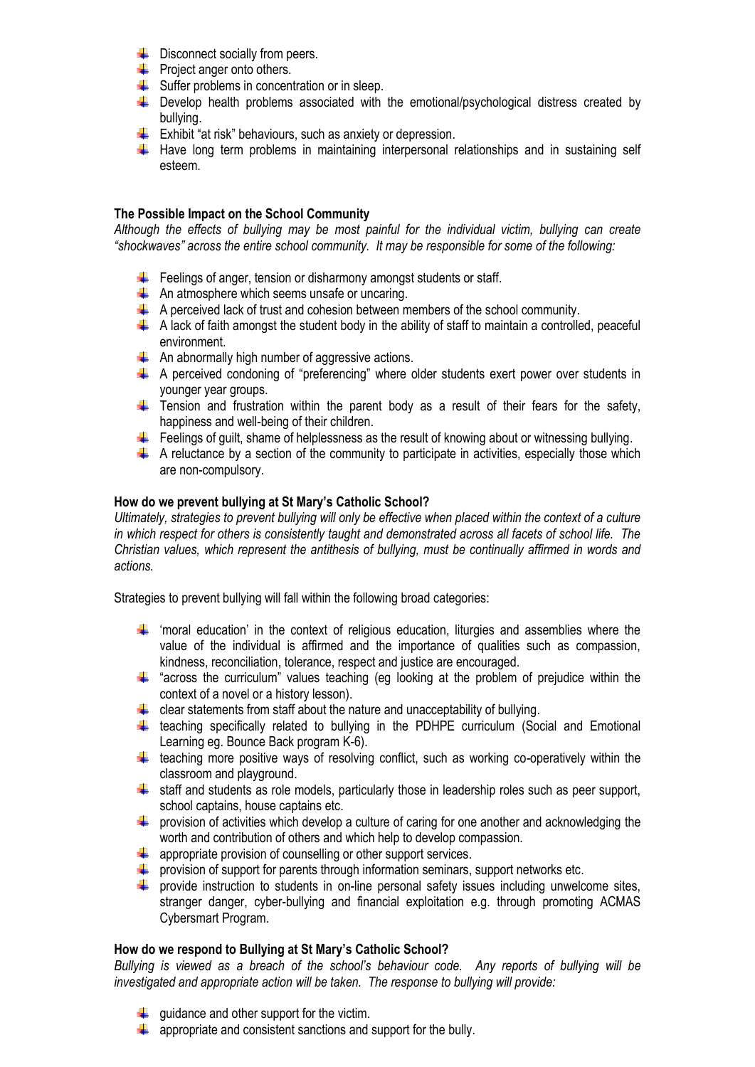- Disconnect socially from peers.
- Project anger onto others.
- Suffer problems in concentration or in sleep.
- Develop health problems associated with the emotional/psychological distress created by bullying.
- Exhibit "at risk" behaviours, such as anxiety or depression.
- Have long term problems in maintaining interpersonal relationships and in sustaining self esteem.

**The Possible Impact on the School Community**

*Although the effects of bullying may be most painful for the individual victim, bullying can create "shockwaves" across the entire school community. It may be responsible for some of the following:*

- Feelings of anger, tension or disharmony amongst students or staff.
- An atmosphere which seems unsafe or uncaring.
- A perceived lack of trust and cohesion between members of the school community.
- A lack of faith amongst the student body in the ability of staff to maintain a controlled, peaceful environment.
- An abnormally high number of aggressive actions.
- A perceived condoning of "preferencing" where older students exert power over students in younger year groups.
- Tension and frustration within the parent body as a result of their fears for the safety, happiness and well-being of their children.
- Feelings of guilt, shame of helplessness as the result of knowing about or witnessing bullying.
- A reluctance by a section of the community to participate in activities, especially those which are non-compulsory.

**How do we prevent bullying at St Mary's Catholic School?**

*Ultimately, strategies to prevent bullying will only be effective when placed within the context of a culture in which respect for others is consistently taught and demonstrated across all facets of school life. The Christian values, which represent the antithesis of bullying, must be continually affirmed in words and actions.*

Strategies to prevent bullying will fall within the following broad categories:

- 'moral education' in the context of religious education, liturgies and assemblies where the value of the individual is affirmed and the importance of qualities such as compassion, kindness, reconciliation, tolerance, respect and justice are encouraged.
- "across the curriculum" values teaching (eg looking at the problem of prejudice within the context of a novel or a history lesson).
- clear statements from staff about the nature and unacceptability of bullying.
- teaching specifically related to bullying in the PDHPE curriculum (Social and Emotional Learning eg. Bounce Back program K-6).
- teaching more positive ways of resolving conflict, such as working co-operatively within the classroom and playground.
- staff and students as role models, particularly those in leadership roles such as peer support, school captains, house captains etc.
- provision of activities which develop a culture of caring for one another and acknowledging the worth and contribution of others and which help to develop compassion.
- appropriate provision of counselling or other support services.
- provision of support for parents through information seminars, support networks etc.
- provide instruction to students in on-line personal safety issues including unwelcome sites, stranger danger, cyber-bullying and financial exploitation e.g. through promoting ACMAS Cybersmart Program.

**How do we respond to Bullying at St Mary's Catholic School?**

*Bullying is viewed as a breach of the school's behaviour code. Any reports of bullying will be investigated and appropriate action will be taken. The response to bullying will provide:*

- guidance and other support for the victim.
- appropriate and consistent sanctions and support for the bully.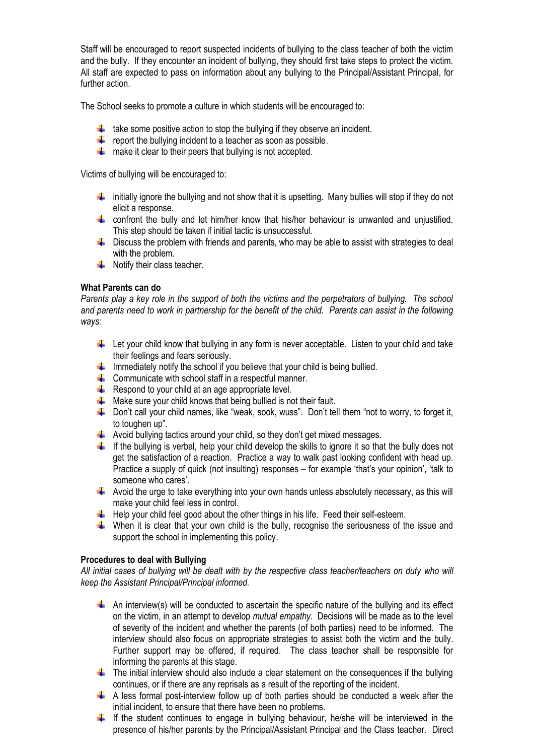Staff will be encouraged to report suspected incidents of bullying to the class teacher of both the victim and the bully. If they encounter an incident of bullying, they should first take steps to protect the victim. All staff are expected to pass on information about any bullying to the Principal/Assistant Principal, for further action.

The School seeks to promote a culture in which students will be encouraged to:

- take some positive action to stop the bullying if they observe an incident.
- report the bullying incident to a teacher as soon as possible.
- make it clear to their peers that bullying is not accepted.

Victims of bullying will be encouraged to:

- initially ignore the bullying and not show that it is upsetting. Many bullies will stop if they do not elicit a response.
- confront the bully and let him/her know that his/her behaviour is unwanted and unjustified. This step should be taken if initial tactic is unsuccessful.
- Discuss the problem with friends and parents, who may be able to assist with strategies to deal with the problem.
- Notify their class teacher.

**What Parents can do**

*Parents play a key role in the support of both the victims and the perpetrators of bullying. The school and parents need to work in partnership for the benefit of the child. Parents can assist in the following ways:*

- Let your child know that bullying in any form is never acceptable. Listen to your child and take their feelings and fears seriously.
- Immediately notify the school if you believe that your child is being bullied.
- Communicate with school staff in a respectful manner.
- Respond to your child at an age appropriate level.
- Make sure your child knows that being bullied is not their fault.
- Don't call your child names, like "weak, sook, wuss". Don't tell them "not to worry, to forget it, to toughen up".
- Avoid bullying tactics around your child, so they don't get mixed messages.
- If the bullying is verbal, help your child develop the skills to ignore it so that the bully does not get the satisfaction of a reaction. Practice a way to walk past looking confident with head up. Practice a supply of quick (not insulting) responses – for example 'that's your opinion', 'talk to someone who cares'.
- Avoid the urge to take everything into your own hands unless absolutely necessary, as this will make your child feel less in control.
- Help your child feel good about the other things in his life. Feed their self-esteem.
- When it is clear that your own child is the bully, recognise the seriousness of the issue and support the school in implementing this policy.

**Procedures to deal with Bullying**

*All initial cases of bullying will be dealt with by the respective class teacher/teachers on duty who will keep the Assistant Principal/Principal informed.*

- An interview(s) will be conducted to ascertain the specific nature of the bullying and its effect on the victim, in an attempt to develop *mutual empathy*. Decisions will be made as to the level of severity of the incident and whether the parents (of both parties) need to be informed. The interview should also focus on appropriate strategies to assist both the victim and the bully. Further support may be offered, if required. The class teacher shall be responsible for informing the parents at this stage.
- The initial interview should also include a clear statement on the consequences if the bullying continues, or if there are any reprisals as a result of the reporting of the incident.
- A less formal post-interview follow up of both parties should be conducted a week after the initial incident, to ensure that there have been no problems.
- If the student continues to engage in bullying behaviour, he/she will be interviewed in the presence of his/her parents by the Principal/Assistant Principal and the Class teacher. Direct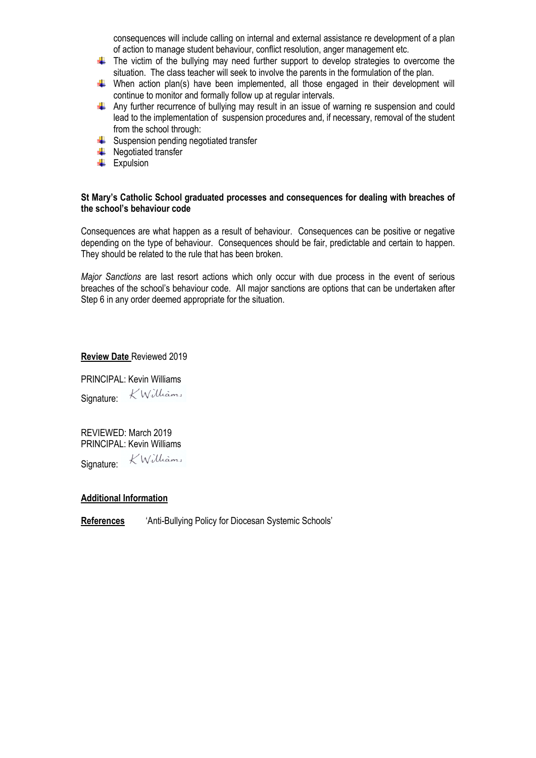consequences will include calling on internal and external assistance re development of a plan of action to manage student behaviour, conflict resolution, anger management etc.

- The victim of the bullying may need further support to develop strategies to overcome the situation. The class teacher will seek to involve the parents in the formulation of the plan.
- When action plan(s) have been implemented, all those engaged in their development will continue to monitor and formally follow up at regular intervals.
- Any further recurrence of bullying may result in an issue of warning re suspension and could lead to the implementation of suspension procedures and, if necessary, removal of the student from the school through:
- Suspension pending negotiated transfer
- Negotiated transfer
- Expulsion

**St Mary's Catholic School graduated processes and consequences for dealing with breaches of the school's behaviour code**

Consequences are what happen as a result of behaviour. Consequences can be positive or negative depending on the type of behaviour. Consequences should be fair, predictable and certain to happen. They should be related to the rule that has been broken.

*Major Sanctions* are last resort actions which only occur with due process in the event of serious breaches of the school's behaviour code. All major sanctions are options that can be undertaken after Step 6 in any order deemed appropriate for the situation.

**Review Date** Reviewed 2019

PRINCIPAL: Kevin Williams

Signature: K Williams

REVIEWED: March 2019
PRINCIPAL: Kevin Williams

Signature: K Williams

**Additional Information**

**References** 'Anti-Bullying Policy for Diocesan Systemic Schools'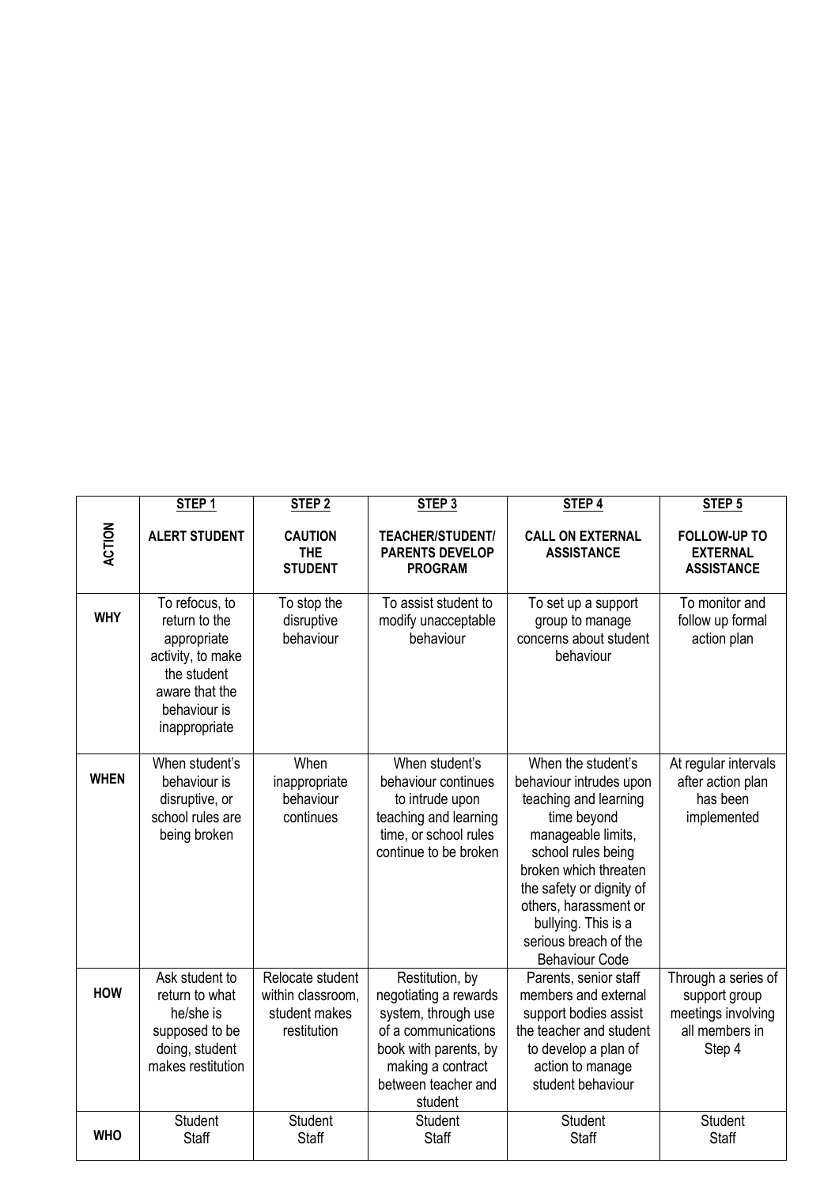| ACTION | STEP 1<br>ALERT STUDENT | STEP 2<br>CAUTION THE STUDENT | STEP 3<br>TEACHER/STUDENT/ PARENTS DEVELOP PROGRAM | STEP 4<br>CALL ON EXTERNAL ASSISTANCE | STEP 5<br>FOLLOW-UP TO EXTERNAL ASSISTANCE |
|---|---|---|---|---|---|
| **WHY** | To refocus, to return to the appropriate activity, to make the student aware that the behaviour is inappropriate | To stop the disruptive behaviour | To assist student to modify unacceptable behaviour | To set up a support group to manage concerns about student behaviour | To monitor and follow up formal action plan |
| **WHEN** | When student's behaviour is disruptive, or school rules are being broken | When inappropriate behaviour continues | When student's behaviour continues to intrude upon teaching and learning time, or school rules continue to be broken | When the student's behaviour intrudes upon teaching and learning time beyond manageable limits, school rules being broken which threaten the safety or dignity of others, harassment or bullying. This is a serious breach of the Behaviour Code | At regular intervals after action plan has been implemented |
| **HOW** | Ask student to return to what he/she is supposed to be doing, student makes restitution | Relocate student within classroom, student makes restitution | Restitution, by negotiating a rewards system, through use of a communications book with parents, by making a contract between teacher and student | Parents, senior staff members and external support bodies assist the teacher and student to develop a plan of action to manage student behaviour | Through a series of support group meetings involving all members in Step 4 |
| **WHO** | Student<br>Staff | Student<br>Staff | Student<br>Staff | Student<br>Staff | Student<br>Staff |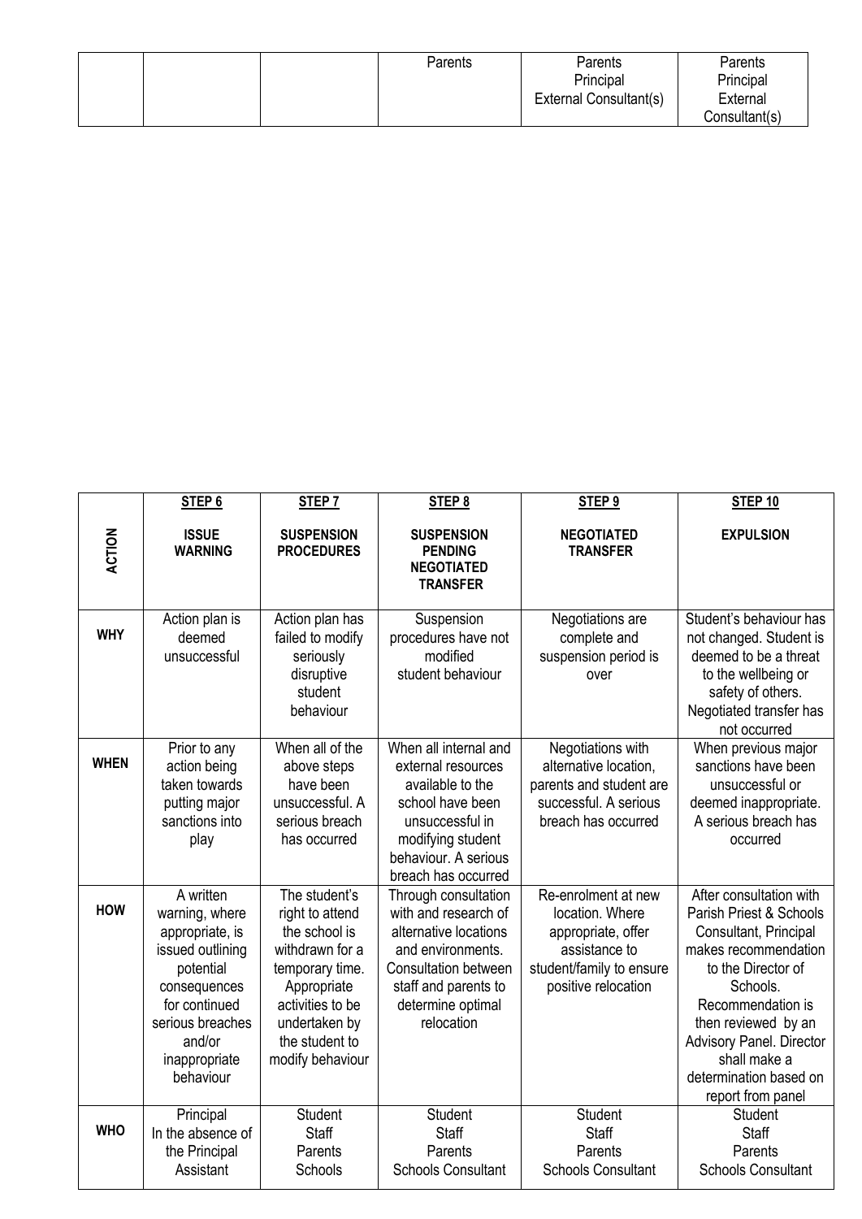|  |  |  | Parents | Parents<br>Principal<br>External Consultant(s) | Parents<br>Principal<br>External<br>Consultant(s) |
|---|---|---|---|---|---|

|  | **STEP 6** | **STEP 7** | **STEP 8** | **STEP 9** | **STEP 10** |
|---|---|---|---|---|---|
| **ACTION** | **ISSUE WARNING** | **SUSPENSION PROCEDURES** | **SUSPENSION PENDING NEGOTIATED TRANSFER** | **NEGOTIATED TRANSFER** | **EXPULSION** |
| **WHY** | Action plan is deemed unsuccessful | Action plan has failed to modify seriously disruptive student behaviour | Suspension procedures have not modified student behaviour | Negotiations are complete and suspension period is over | Student's behaviour has not changed. Student is deemed to be a threat to the wellbeing or safety of others. Negotiated transfer has not occurred |
| **WHEN** | Prior to any action being taken towards putting major sanctions into play | When all of the above steps have been unsuccessful. A serious breach has occurred | When all internal and external resources available to the school have been unsuccessful in modifying student behaviour. A serious breach has occurred | Negotiations with alternative location, parents and student are successful. A serious breach has occurred | When previous major sanctions have been unsuccessful or deemed inappropriate. A serious breach has occurred |
| **HOW** | A written warning, where appropriate, is issued outlining potential consequences for continued serious breaches and/or inappropriate behaviour | The student's right to attend the school is withdrawn for a temporary time. Appropriate activities to be undertaken by the student to modify behaviour | Through consultation with and research of alternative locations and environments. Consultation between staff and parents to determine optimal relocation | Re-enrolment at new location. Where appropriate, offer assistance to student/family to ensure positive relocation | After consultation with Parish Priest & Schools Consultant, Principal makes recommendation to the Director of Schools. Recommendation is then reviewed by an Advisory Panel. Director shall make a determination based on report from panel |
| **WHO** | Principal<br>In the absence of the Principal<br>Assistant | Student<br>Staff<br>Parents<br>Schools | Student<br>Staff<br>Parents<br>Schools Consultant | Student<br>Staff<br>Parents<br>Schools Consultant | Student<br>Staff<br>Parents<br>Schools Consultant |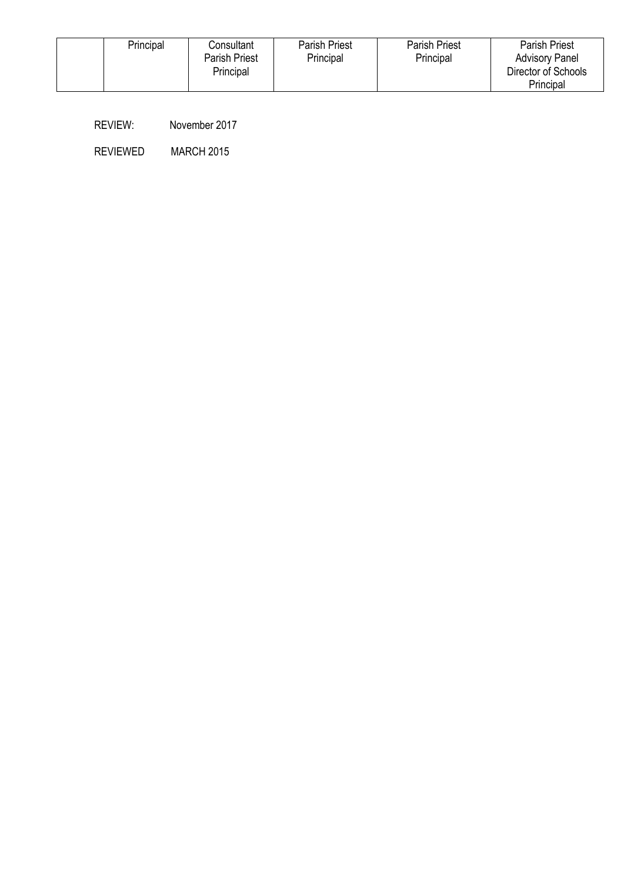| | | | | | |
|---|---|---|---|---|---|
| | Principal | Consultant<br>Parish Priest<br>Principal | Parish Priest<br>Principal | Parish Priest<br>Principal | Parish Priest<br>Advisory Panel<br>Director of Schools<br>Principal |

REVIEW: November 2017

REVIEWED MARCH 2015